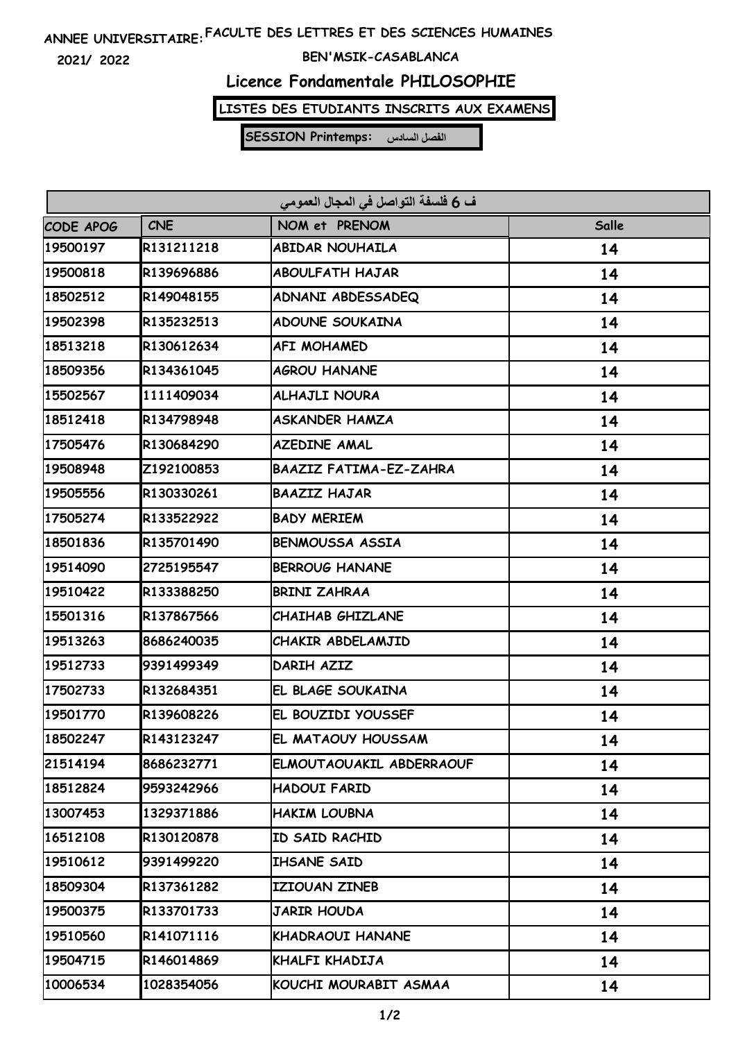ANNEE UNIVERSITAIRE: FACULTE DES LETTRES ET DES SCIENCES HUMAINES

2021/ 2022 BEN'MSIK-CASABLANCA

# Licence Fondamentale PHILOSOPHIE

**LISTES DES ETUDIANTS INSCRITS AUX EXAMENS**

**SESSION Printemps: الفصل السادس**

| ف 6 فلسفة التواصل في المجال العمومي | | | |
|---|---|---|---|
| CODE APOG | CNE | NOM et PRENOM | Salle |
| 19500197 | R131211218 | ABIDAR NOUHAILA | 14 |
| 19500818 | R139696886 | ABOULFATH HAJAR | 14 |
| 18502512 | R149048155 | ADNANI ABDESSADEQ | 14 |
| 19502398 | R135232513 | ADOUNE SOUKAINA | 14 |
| 18513218 | R130612634 | AFI MOHAMED | 14 |
| 18509356 | R134361045 | AGROU HANANE | 14 |
| 15502567 | 1111409034 | ALHAJLI NOURA | 14 |
| 18512418 | R134798948 | ASKANDER HAMZA | 14 |
| 17505476 | R130684290 | AZEDINE AMAL | 14 |
| 19508948 | Z192100853 | BAAZIZ FATIMA-EZ-ZAHRA | 14 |
| 19505556 | R130330261 | BAAZIZ HAJAR | 14 |
| 17505274 | R133522922 | BADY MERIEM | 14 |
| 18501836 | R135701490 | BENMOUSSA ASSIA | 14 |
| 19514090 | 2725195547 | BERROUG HANANE | 14 |
| 19510422 | R133388250 | BRINI ZAHRAA | 14 |
| 15501316 | R137867566 | CHAIHAB GHIZLANE | 14 |
| 19513263 | 8686240035 | CHAKIR ABDELAMJID | 14 |
| 19512733 | 9391499349 | DARIH AZIZ | 14 |
| 17502733 | R132684351 | EL BLAGE SOUKAINA | 14 |
| 19501770 | R139608226 | EL BOUZIDI YOUSSEF | 14 |
| 18502247 | R143123247 | EL MATAOUY HOUSSAM | 14 |
| 21514194 | 8686232771 | ELMOUTAOUAKIL ABDERRAOUF | 14 |
| 18512824 | 9593242966 | HADOUI FARID | 14 |
| 13007453 | 1329371886 | HAKIM LOUBNA | 14 |
| 16512108 | R130120878 | ID SAID RACHID | 14 |
| 19510612 | 9391499220 | IHSANE SAID | 14 |
| 18509304 | R137361282 | IZIOUAN ZINEB | 14 |
| 19500375 | R133701733 | JARIR HOUDA | 14 |
| 19510560 | R141071116 | KHADRAOUI HANANE | 14 |
| 19504715 | R146014869 | KHALFI KHADIJA | 14 |
| 10006534 | 1028354056 | KOUCHI MOURABIT ASMAA | 14 |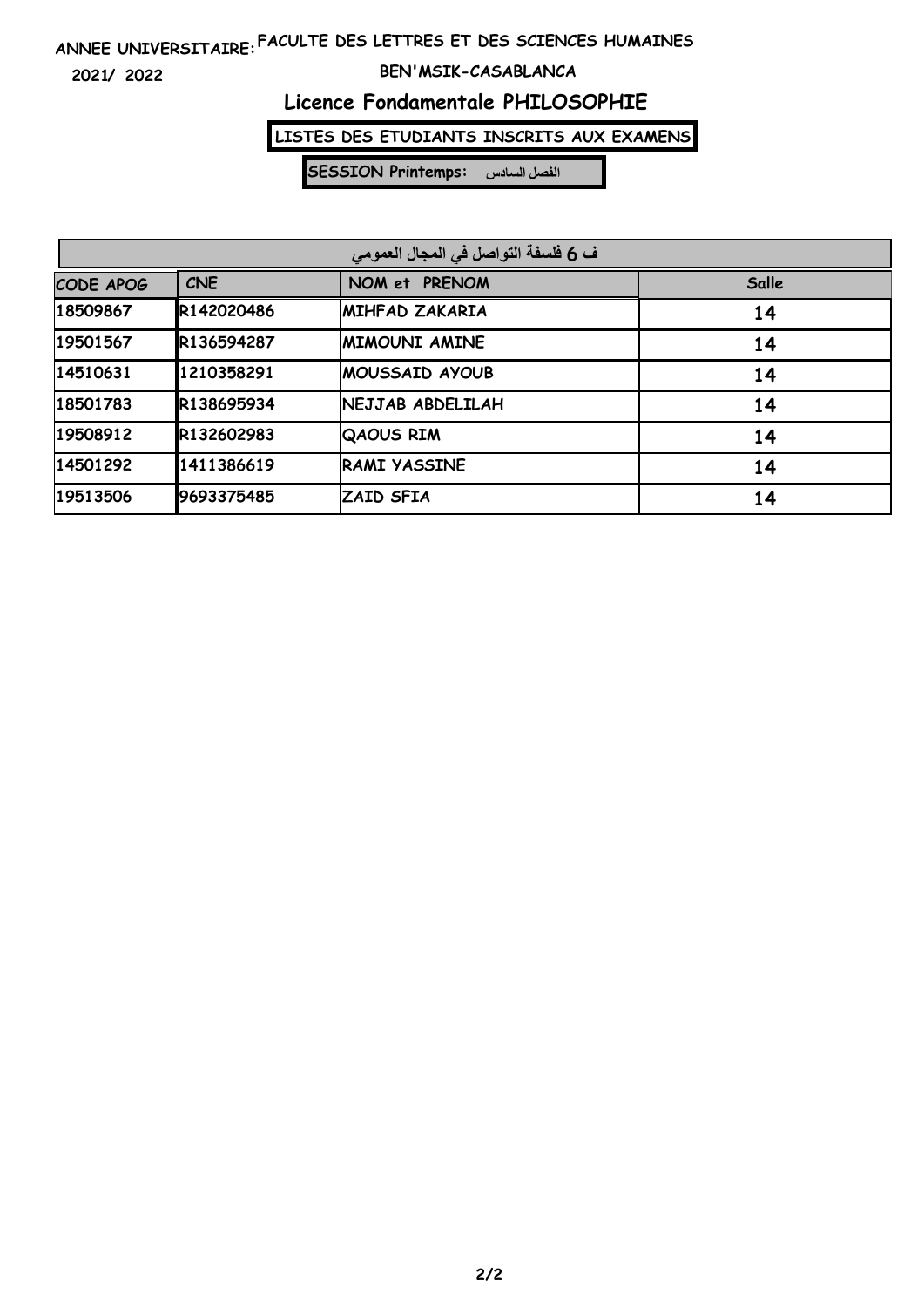ANNEE UNIVERSITAIRE: FACULTE DES LETTRES ET DES SCIENCES HUMAINES

2021/ 2022

BEN'MSIK-CASABLANCA

# Licence Fondamentale PHILOSOPHIE

**LISTES DES ETUDIANTS INSCRITS AUX EXAMENS**

**SESSION Printemps: الفصل السادس**

| ف 6 فلسفة التواصل في المجال العمومي | | | |
|---|---|---|---|
| CODE APOG | CNE | NOM et PRENOM | Salle |
| 18509867 | R142020486 | MIHFAD ZAKARIA | 14 |
| 19501567 | R136594287 | MIMOUNI AMINE | 14 |
| 14510631 | 1210358291 | MOUSSAID AYOUB | 14 |
| 18501783 | R138695934 | NEJJAB ABDELILAH | 14 |
| 19508912 | R132602983 | QAOUS RIM | 14 |
| 14501292 | 1411386619 | RAMI YASSINE | 14 |
| 19513506 | 9693375485 | ZAID SFIA | 14 |